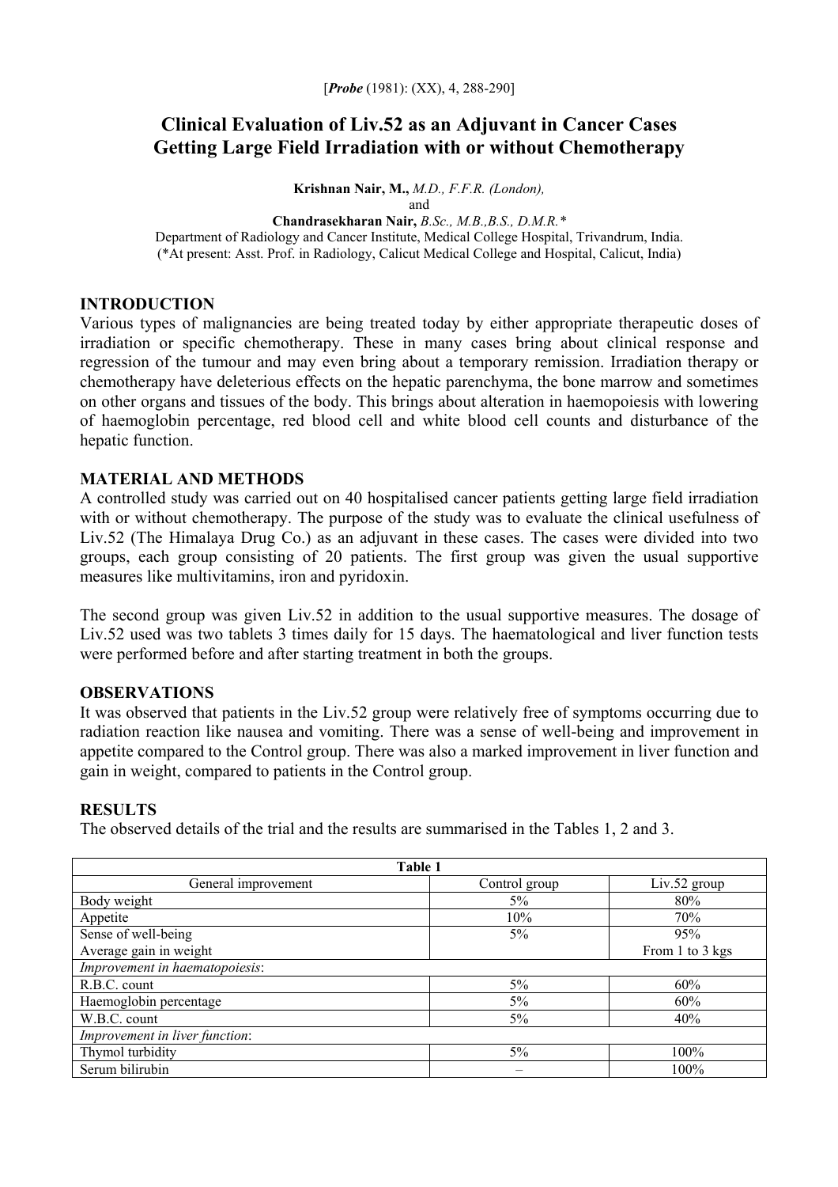[*Probe* (1981): (XX), 4, 288-290]

# Clinical Evaluation of Liv.52 as an Adjuvant in Cancer Cases Getting Large Field Irradiation with or without Chemotherapy

**Krishnan Nair, M.,** *M.D., F.F.R. (London),*
and
**Chandrasekharan Nair,** *B.Sc., M.B.,B.S., D.M.R.**
Department of Radiology and Cancer Institute, Medical College Hospital, Trivandrum, India.
(*At present: Asst. Prof. in Radiology, Calicut Medical College and Hospital, Calicut, India)

## INTRODUCTION

Various types of malignancies are being treated today by either appropriate therapeutic doses of irradiation or specific chemotherapy. These in many cases bring about clinical response and regression of the tumour and may even bring about a temporary remission. Irradiation therapy or chemotherapy have deleterious effects on the hepatic parenchyma, the bone marrow and sometimes on other organs and tissues of the body. This brings about alteration in haemopoiesis with lowering of haemoglobin percentage, red blood cell and white blood cell counts and disturbance of the hepatic function.

## MATERIAL AND METHODS

A controlled study was carried out on 40 hospitalised cancer patients getting large field irradiation with or without chemotherapy. The purpose of the study was to evaluate the clinical usefulness of Liv.52 (The Himalaya Drug Co.) as an adjuvant in these cases. The cases were divided into two groups, each group consisting of 20 patients. The first group was given the usual supportive measures like multivitamins, iron and pyridoxin.

The second group was given Liv.52 in addition to the usual supportive measures. The dosage of Liv.52 used was two tablets 3 times daily for 15 days. The haematological and liver function tests were performed before and after starting treatment in both the groups.

## OBSERVATIONS

It was observed that patients in the Liv.52 group were relatively free of symptoms occurring due to radiation reaction like nausea and vomiting. There was a sense of well-being and improvement in appetite compared to the Control group. There was also a marked improvement in liver function and gain in weight, compared to patients in the Control group.

## RESULTS

The observed details of the trial and the results are summarised in the Tables 1, 2 and 3.

**Table 1**

| General improvement | Control group | Liv.52 group |
|---|---|---|
| Body weight | 5% | 80% |
| Appetite | 10% | 70% |
| Sense of well-being | 5% | 95% |
| Average gain in weight | | From 1 to 3 kgs |
| *Improvement in haematopoiesis*: | | |
| R.B.C. count | 5% | 60% |
| Haemoglobin percentage | 5% | 60% |
| W.B.C. count | 5% | 40% |
| *Improvement in liver function*: | | |
| Thymol turbidity | 5% | 100% |
| Serum bilirubin | – | 100% |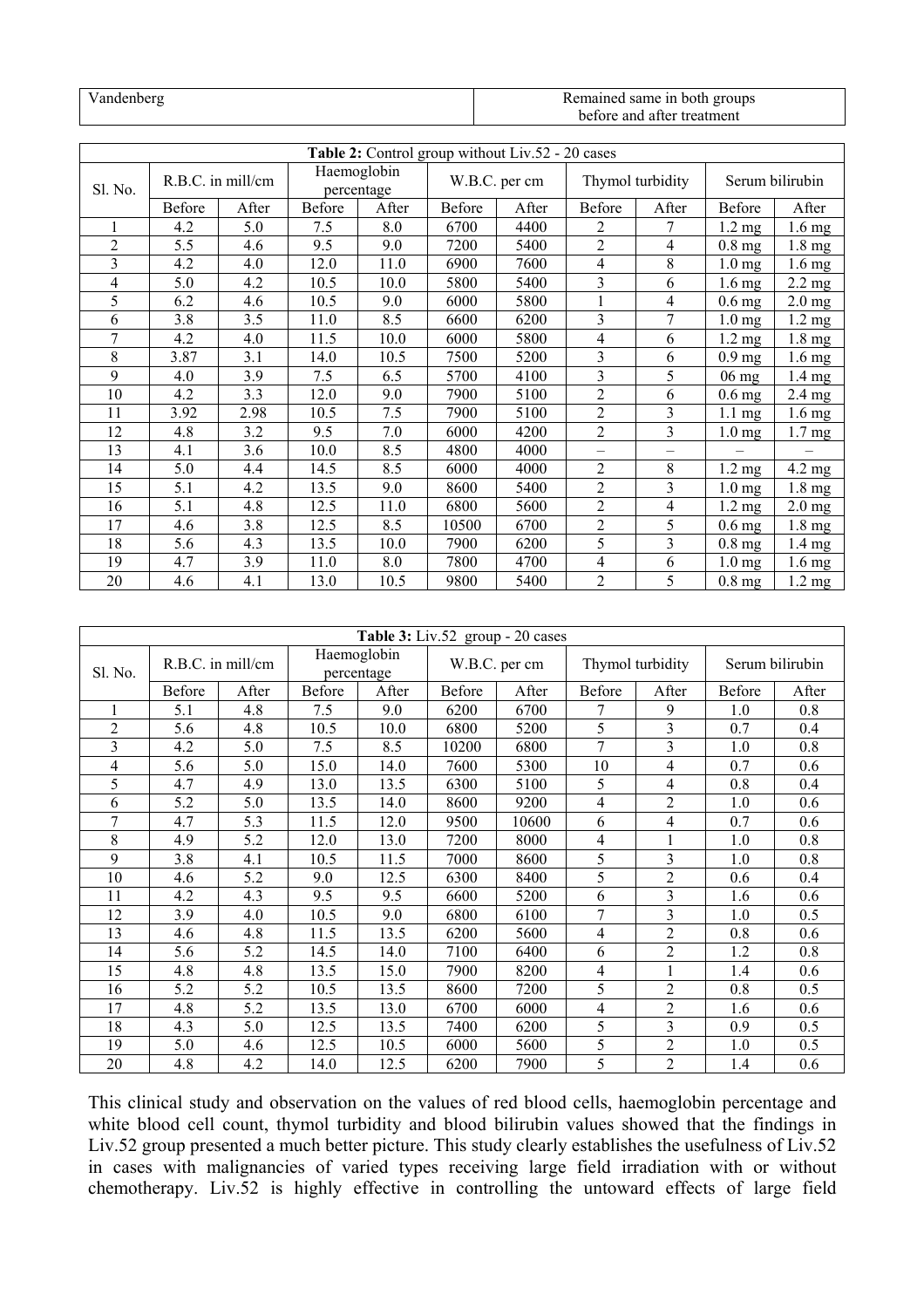| Vandenberg | Remained same in both groups before and after treatment |
|---|---|

| **Table 2:** Control group without Liv.52 - 20 cases | | | | | | | | | | |
|---|---|---|---|---|---|---|---|---|---|---|
| Sl. No. | R.B.C. in mill/cm | | Haemoglobin percentage | | W.B.C. per cm | | Thymol turbidity | | Serum bilirubin | |
| | Before | After | Before | After | Before | After | Before | After | Before | After |
| 1 | 4.2 | 5.0 | 7.5 | 8.0 | 6700 | 4400 | 2 | 7 | 1.2 mg | 1.6 mg |
| 2 | 5.5 | 4.6 | 9.5 | 9.0 | 7200 | 5400 | 2 | 4 | 0.8 mg | 1.8 mg |
| 3 | 4.2 | 4.0 | 12.0 | 11.0 | 6900 | 7600 | 4 | 8 | 1.0 mg | 1.6 mg |
| 4 | 5.0 | 4.2 | 10.5 | 10.0 | 5800 | 5400 | 3 | 6 | 1.6 mg | 2.2 mg |
| 5 | 6.2 | 4.6 | 10.5 | 9.0 | 6000 | 5800 | 1 | 4 | 0.6 mg | 2.0 mg |
| 6 | 3.8 | 3.5 | 11.0 | 8.5 | 6600 | 6200 | 3 | 7 | 1.0 mg | 1.2 mg |
| 7 | 4.2 | 4.0 | 11.5 | 10.0 | 6000 | 5800 | 4 | 6 | 1.2 mg | 1.8 mg |
| 8 | 3.87 | 3.1 | 14.0 | 10.5 | 7500 | 5200 | 3 | 6 | 0.9 mg | 1.6 mg |
| 9 | 4.0 | 3.9 | 7.5 | 6.5 | 5700 | 4100 | 3 | 5 | 06 mg | 1.4 mg |
| 10 | 4.2 | 3.3 | 12.0 | 9.0 | 7900 | 5100 | 2 | 6 | 0.6 mg | 2.4 mg |
| 11 | 3.92 | 2.98 | 10.5 | 7.5 | 7900 | 5100 | 2 | 3 | 1.1 mg | 1.6 mg |
| 12 | 4.8 | 3.2 | 9.5 | 7.0 | 6000 | 4200 | 2 | 3 | 1.0 mg | 1.7 mg |
| 13 | 4.1 | 3.6 | 10.0 | 8.5 | 4800 | 4000 | – | – | – | – |
| 14 | 5.0 | 4.4 | 14.5 | 8.5 | 6000 | 4000 | 2 | 8 | 1.2 mg | 4.2 mg |
| 15 | 5.1 | 4.2 | 13.5 | 9.0 | 8600 | 5400 | 2 | 3 | 1.0 mg | 1.8 mg |
| 16 | 5.1 | 4.8 | 12.5 | 11.0 | 6800 | 5600 | 2 | 4 | 1.2 mg | 2.0 mg |
| 17 | 4.6 | 3.8 | 12.5 | 8.5 | 10500 | 6700 | 2 | 5 | 0.6 mg | 1.8 mg |
| 18 | 5.6 | 4.3 | 13.5 | 10.0 | 7900 | 6200 | 5 | 3 | 0.8 mg | 1.4 mg |
| 19 | 4.7 | 3.9 | 11.0 | 8.0 | 7800 | 4700 | 4 | 6 | 1.0 mg | 1.6 mg |
| 20 | 4.6 | 4.1 | 13.0 | 10.5 | 9800 | 5400 | 2 | 5 | 0.8 mg | 1.2 mg |

| **Table 3:** Liv.52 group - 20 cases | | | | | | | | | | |
|---|---|---|---|---|---|---|---|---|---|---|
| Sl. No. | R.B.C. in mill/cm | | Haemoglobin percentage | | W.B.C. per cm | | Thymol turbidity | | Serum bilirubin | |
| | Before | After | Before | After | Before | After | Before | After | Before | After |
| 1 | 5.1 | 4.8 | 7.5 | 9.0 | 6200 | 6700 | 7 | 9 | 1.0 | 0.8 |
| 2 | 5.6 | 4.8 | 10.5 | 10.0 | 6800 | 5200 | 5 | 3 | 0.7 | 0.4 |
| 3 | 4.2 | 5.0 | 7.5 | 8.5 | 10200 | 6800 | 7 | 3 | 1.0 | 0.8 |
| 4 | 5.6 | 5.0 | 15.0 | 14.0 | 7600 | 5300 | 10 | 4 | 0.7 | 0.6 |
| 5 | 4.7 | 4.9 | 13.0 | 13.5 | 6300 | 5100 | 5 | 4 | 0.8 | 0.4 |
| 6 | 5.2 | 5.0 | 13.5 | 14.0 | 8600 | 9200 | 4 | 2 | 1.0 | 0.6 |
| 7 | 4.7 | 5.3 | 11.5 | 12.0 | 9500 | 10600 | 6 | 4 | 0.7 | 0.6 |
| 8 | 4.9 | 5.2 | 12.0 | 13.0 | 7200 | 8000 | 4 | 1 | 1.0 | 0.8 |
| 9 | 3.8 | 4.1 | 10.5 | 11.5 | 7000 | 8600 | 5 | 3 | 1.0 | 0.8 |
| 10 | 4.6 | 5.2 | 9.0 | 12.5 | 6300 | 8400 | 5 | 2 | 0.6 | 0.4 |
| 11 | 4.2 | 4.3 | 9.5 | 9.5 | 6600 | 5200 | 6 | 3 | 1.6 | 0.6 |
| 12 | 3.9 | 4.0 | 10.5 | 9.0 | 6800 | 6100 | 7 | 3 | 1.0 | 0.5 |
| 13 | 4.6 | 4.8 | 11.5 | 13.5 | 6200 | 5600 | 4 | 2 | 0.8 | 0.6 |
| 14 | 5.6 | 5.2 | 14.5 | 14.0 | 7100 | 6400 | 6 | 2 | 1.2 | 0.8 |
| 15 | 4.8 | 4.8 | 13.5 | 15.0 | 7900 | 8200 | 4 | 1 | 1.4 | 0.6 |
| 16 | 5.2 | 5.2 | 10.5 | 13.5 | 8600 | 7200 | 5 | 2 | 0.8 | 0.5 |
| 17 | 4.8 | 5.2 | 13.5 | 13.0 | 6700 | 6000 | 4 | 2 | 1.6 | 0.6 |
| 18 | 4.3 | 5.0 | 12.5 | 13.5 | 7400 | 6200 | 5 | 3 | 0.9 | 0.5 |
| 19 | 5.0 | 4.6 | 12.5 | 10.5 | 6000 | 5600 | 5 | 2 | 1.0 | 0.5 |
| 20 | 4.8 | 4.2 | 14.0 | 12.5 | 6200 | 7900 | 5 | 2 | 1.4 | 0.6 |

This clinical study and observation on the values of red blood cells, haemoglobin percentage and white blood cell count, thymol turbidity and blood bilirubin values showed that the findings in Liv.52 group presented a much better picture. This study clearly establishes the usefulness of Liv.52 in cases with malignancies of varied types receiving large field irradiation with or without chemotherapy. Liv.52 is highly effective in controlling the untoward effects of large field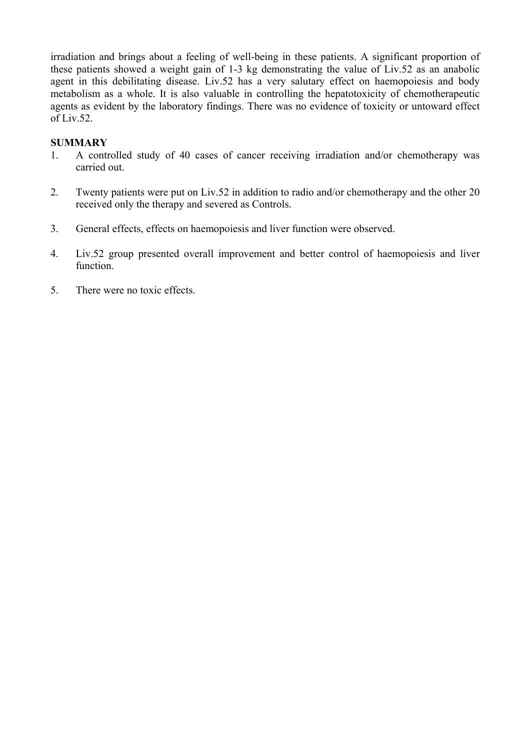irradiation and brings about a feeling of well-being in these patients. A significant proportion of these patients showed a weight gain of 1-3 kg demonstrating the value of Liv.52 as an anabolic agent in this debilitating disease. Liv.52 has a very salutary effect on haemopoiesis and body metabolism as a whole. It is also valuable in controlling the hepatotoxicity of chemotherapeutic agents as evident by the laboratory findings. There was no evidence of toxicity or untoward effect of Liv.52.

**SUMMARY**

1. A controlled study of 40 cases of cancer receiving irradiation and/or chemotherapy was carried out.

2. Twenty patients were put on Liv.52 in addition to radio and/or chemotherapy and the other 20 received only the therapy and severed as Controls.

3. General effects, effects on haemopoiesis and liver function were observed.

4. Liv.52 group presented overall improvement and better control of haemopoiesis and liver function.

5. There were no toxic effects.